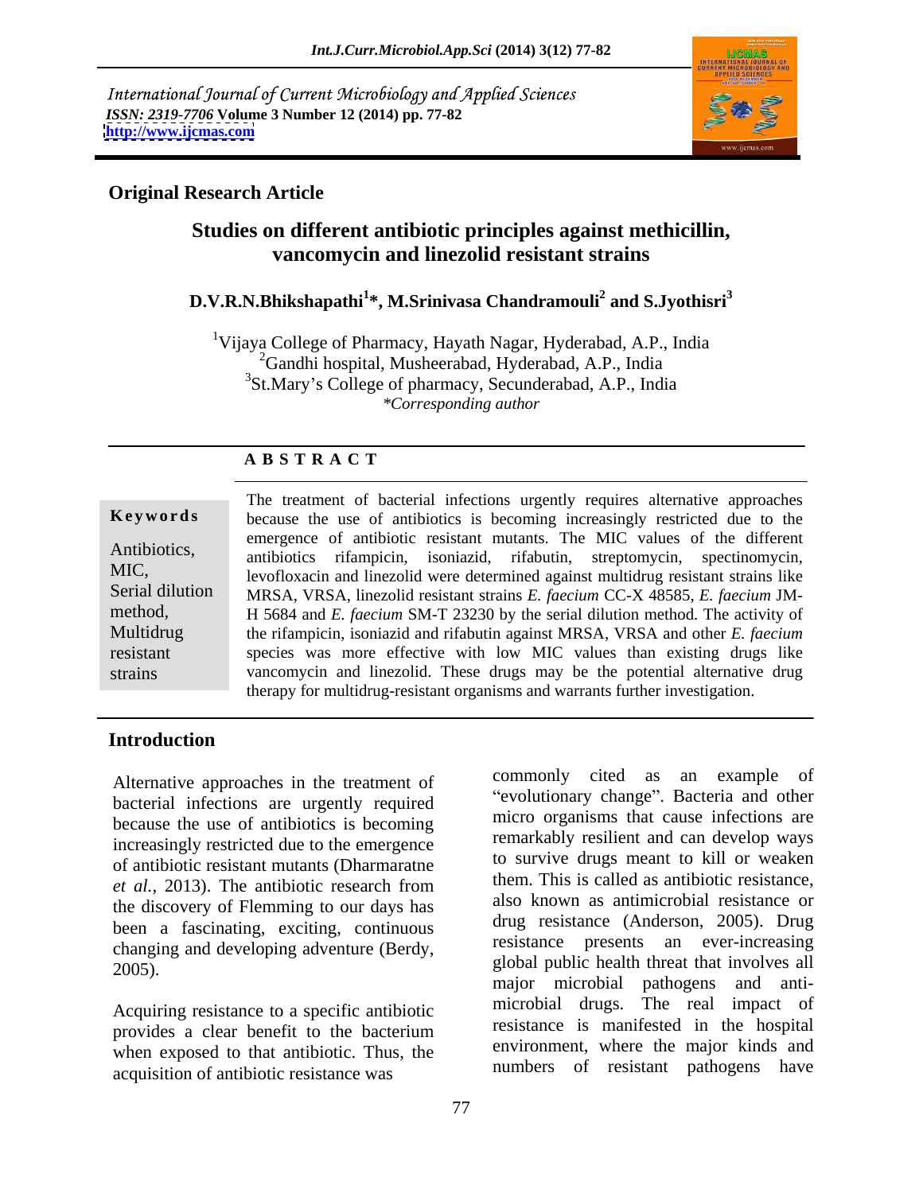International Journal of Current Microbiology and Applied Sciences
*ISSN: 2319-7706* **Volume 3 Number 12 (2014) pp. 77-82**
**http://www.ijcmas.com**

**Original Research Article**

# Studies on different antibiotic principles against methicillin, vancomycin and linezolid resistant strains

**D.V.R.N.Bhikshapathi[1]*, M.Srinivasa Chandramouli[2] and S.Jyothisri[3]**

[1]Vijaya College of Pharmacy, Hayath Nagar, Hyderabad, A.P., India
[2]Gandhi hospital, Musheerabad, Hyderabad, A.P., India
[3]St.Mary's College of pharmacy, Secunderabad, A.P., India
*\*Corresponding author*

## A B S T R A C T

**Keywords**

Antibiotics, MIC, Serial dilution method, Multidrug resistant strains

The treatment of bacterial infections urgently requires alternative approaches because the use of antibiotics is becoming increasingly restricted due to the emergence of antibiotic resistant mutants. The MIC values of the different antibiotics rifampicin, isoniazid, rifabutin, streptomycin, spectinomycin, levofloxacin and linezolid were determined against multidrug resistant strains like MRSA, VRSA, linezolid resistant strains *E. faecium* CC-X 48585, *E. faecium* JM-H 5684 and *E. faecium* SM-T 23230 by the serial dilution method. The activity of the rifampicin, isoniazid and rifabutin against MRSA, VRSA and other *E. faecium* species was more effective with low MIC values than existing drugs like vancomycin and linezolid. These drugs may be the potential alternative drug therapy for multidrug-resistant organisms and warrants further investigation.

## Introduction

Alternative approaches in the treatment of bacterial infections are urgently required because the use of antibiotics is becoming increasingly restricted due to the emergence of antibiotic resistant mutants (Dharmaratne *et al.*, 2013). The antibiotic research from the discovery of Flemming to our days has been a fascinating, exciting, continuous changing and developing adventure (Berdy, 2005).

Acquiring resistance to a specific antibiotic provides a clear benefit to the bacterium when exposed to that antibiotic. Thus, the acquisition of antibiotic resistance was commonly cited as an example of "evolutionary change". Bacteria and other micro organisms that cause infections are remarkably resilient and can develop ways to survive drugs meant to kill or weaken them. This is called as antibiotic resistance, also known as antimicrobial resistance or drug resistance (Anderson, 2005). Drug resistance presents an ever-increasing global public health threat that involves all major microbial pathogens and anti-microbial drugs. The real impact of resistance is manifested in the hospital environment, where the major kinds and numbers of resistant pathogens have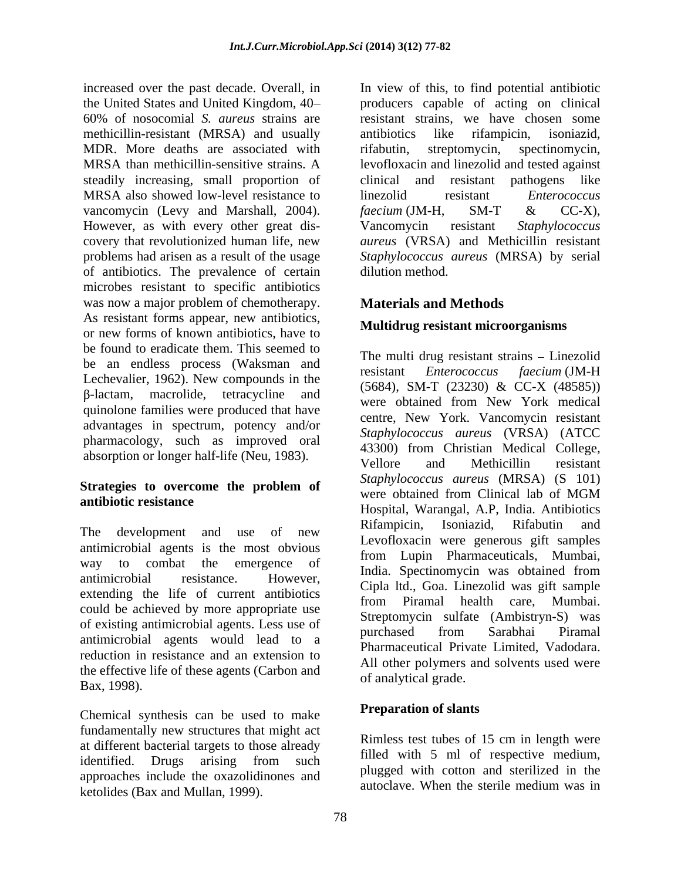increased over the past decade. Overall, in the United States and United Kingdom, 40–60% of nosocomial *S. aureus* strains are methicillin-resistant (MRSA) and usually MDR. More deaths are associated with MRSA than methicillin-sensitive strains. A steadily increasing, small proportion of MRSA also showed low-level resistance to vancomycin (Levy and Marshall, 2004). However, as with every other great discovery that revolutionized human life, new problems had arisen as a result of the usage of antibiotics. The prevalence of certain microbes resistant to specific antibiotics was now a major problem of chemotherapy. As resistant forms appear, new antibiotics, or new forms of known antibiotics, have to be found to eradicate them. This seemed to be an endless process (Waksman and Lechevalier, 1962). New compounds in the β-lactam, macrolide, tetracycline and quinolone families were produced that have advantages in spectrum, potency and/or pharmacology, such as improved oral absorption or longer half-life (Neu, 1983).

### Strategies to overcome the problem of antibiotic resistance

The development and use of new antimicrobial agents is the most obvious way to combat the emergence of antimicrobial resistance. However, extending the life of current antibiotics could be achieved by more appropriate use of existing antimicrobial agents. Less use of antimicrobial agents would lead to a reduction in resistance and an extension to the effective life of these agents (Carbon and Bax, 1998).

Chemical synthesis can be used to make fundamentally new structures that might act at different bacterial targets to those already identified. Drugs arising from such approaches include the oxazolidinones and ketolides (Bax and Mullan, 1999).

In view of this, to find potential antibiotic producers capable of acting on clinical resistant strains, we have chosen some antibiotics like rifampicin, isoniazid, rifabutin, streptomycin, spectinomycin, levofloxacin and linezolid and tested against clinical and resistant pathogens like linezolid resistant *Enterococcus faecium* (JM-H, SM-T & CC-X), Vancomycin resistant *Staphylococcus aureus* (VRSA) and Methicillin resistant *Staphylococcus aureus* (MRSA) by serial dilution method.

## Materials and Methods

### Multidrug resistant microorganisms

The multi drug resistant strains – Linezolid resistant *Enterococcus faecium* (JM-H (5684), SM-T (23230) & CC-X (48585)) were obtained from New York medical centre, New York. Vancomycin resistant *Staphylococcus aureus* (VRSA) (ATCC 43300) from Christian Medical College, Vellore and Methicillin resistant *Staphylococcus aureus* (MRSA) (S 101) were obtained from Clinical lab of MGM Hospital, Warangal, A.P, India. Antibiotics Rifampicin, Isoniazid, Rifabutin and Levofloxacin were generous gift samples from Lupin Pharmaceuticals, Mumbai, India. Spectinomycin was obtained from Cipla ltd., Goa. Linezolid was gift sample from Piramal health care, Mumbai. Streptomycin sulfate (Ambistryn-S) was purchased from Sarabhai Piramal Pharmaceutical Private Limited, Vadodara. All other polymers and solvents used were of analytical grade.

### Preparation of slants

Rimless test tubes of 15 cm in length were filled with 5 ml of respective medium, plugged with cotton and sterilized in the autoclave. When the sterile medium was in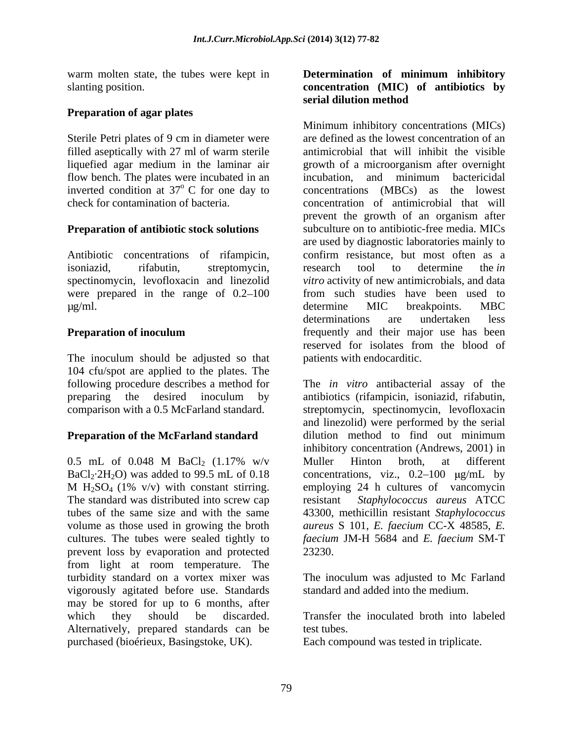warm molten state, the tubes were kept in slanting position.

### Preparation of agar plates

Sterile Petri plates of 9 cm in diameter were filled aseptically with 27 ml of warm sterile liquefied agar medium in the laminar air flow bench. The plates were incubated in an inverted condition at $37^o$ C for one day to check for contamination of bacteria.

### Preparation of antibiotic stock solutions

Antibiotic concentrations of rifampicin, isoniazid, rifabutin, streptomycin, spectinomycin, levofloxacin and linezolid were prepared in the range of 0.2–100 µg/ml.

### Preparation of inoculum

The inoculum should be adjusted so that 104 cfu/spot are applied to the plates. The following procedure describes a method for preparing the desired inoculum by comparison with a 0.5 McFarland standard.

### Preparation of the McFarland standard

0.5 mL of 0.048 M $BaCl_2$ (1.17% w/v $BaCl_2{\cdot}2H_2O$) was added to 99.5 mL of 0.18 M $H_2SO_4$ (1% v/v) with constant stirring. The standard was distributed into screw cap tubes of the same size and with the same volume as those used in growing the broth cultures. The tubes were sealed tightly to prevent loss by evaporation and protected from light at room temperature. The turbidity standard on a vortex mixer was vigorously agitated before use. Standards may be stored for up to 6 months, after which they should be discarded. Alternatively, prepared standards can be purchased (bioérieux, Basingstoke, UK).

### Determination of minimum inhibitory concentration (MIC) of antibiotics by serial dilution method

Minimum inhibitory concentrations (MICs) are defined as the lowest concentration of an antimicrobial that will inhibit the visible growth of a microorganism after overnight incubation, and minimum bactericidal concentrations (MBCs) as the lowest concentration of antimicrobial that will prevent the growth of an organism after subculture on to antibiotic-free media. MICs are used by diagnostic laboratories mainly to confirm resistance, but most often as a research tool to determine the *in vitro* activity of new antimicrobials, and data from such studies have been used to determine MIC breakpoints. MBC determinations are undertaken less frequently and their major use has been reserved for isolates from the blood of patients with endocarditic.

The *in vitro* antibacterial assay of the antibiotics (rifampicin, isoniazid, rifabutin, streptomycin, spectinomycin, levofloxacin and linezolid) were performed by the serial dilution method to find out minimum inhibitory concentration (Andrews, 2001) in Muller Hinton broth, at different concentrations, viz., 0.2–100 µg/mL by employing 24 h cultures of vancomycin resistant *Staphylococcus aureus* ATCC 43300, methicillin resistant *Staphylococcus aureus* S 101, *E. faecium* CC-X 48585, *E. faecium* JM-H 5684 and *E. faecium* SM-T 23230.

The inoculum was adjusted to Mc Farland standard and added into the medium.

Transfer the inoculated broth into labeled test tubes.

Each compound was tested in triplicate.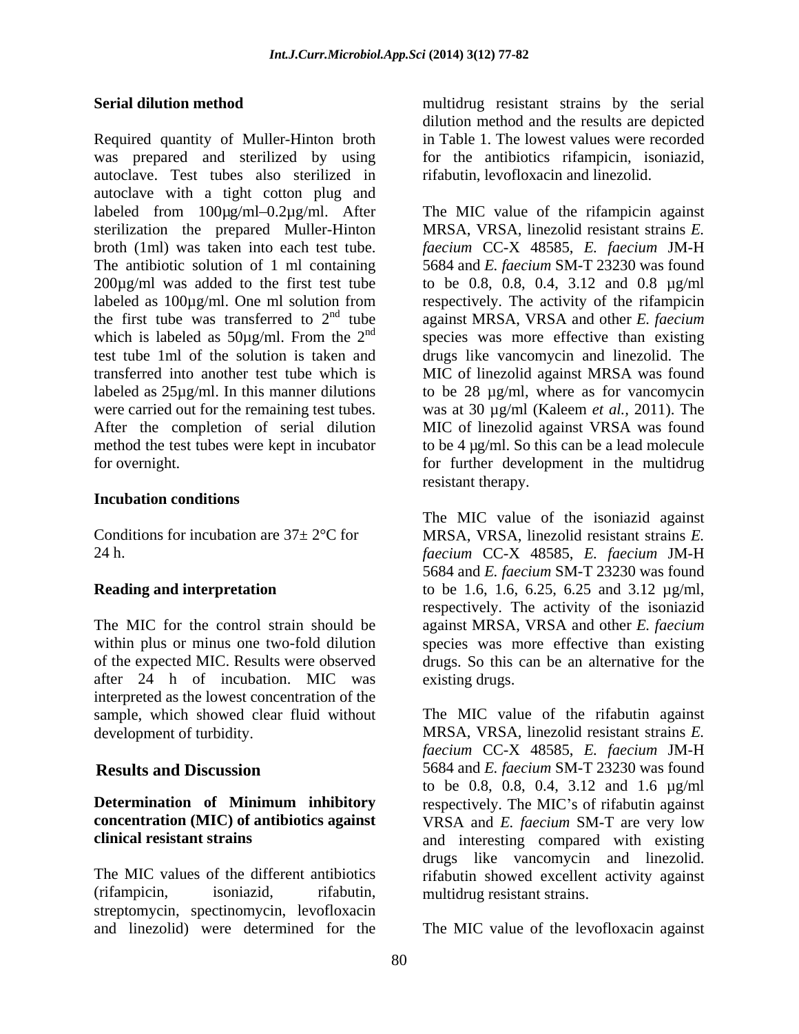### Serial dilution method

Required quantity of Muller-Hinton broth was prepared and sterilized by using autoclave. Test tubes also sterilized in autoclave with a tight cotton plug and labeled from 100µg/ml–0.2µg/ml. After sterilization the prepared Muller-Hinton broth (1ml) was taken into each test tube. The antibiotic solution of 1 ml containing 200µg/ml was added to the first test tube labeled as 100µg/ml. One ml solution from the first tube was transferred to 2$^{nd}$ tube which is labeled as 50µg/ml. From the 2$^{nd}$ test tube 1ml of the solution is taken and transferred into another test tube which is labeled as 25µg/ml. In this manner dilutions were carried out for the remaining test tubes. After the completion of serial dilution method the test tubes were kept in incubator for overnight.

### Incubation conditions

Conditions for incubation are 37± 2°C for 24 h.

### Reading and interpretation

The MIC for the control strain should be within plus or minus one two-fold dilution of the expected MIC. Results were observed after 24 h of incubation. MIC was interpreted as the lowest concentration of the sample, which showed clear fluid without development of turbidity.

## Results and Discussion

### Determination of Minimum inhibitory concentration (MIC) of antibiotics against clinical resistant strains

The MIC values of the different antibiotics (rifampicin, isoniazid, rifabutin, streptomycin, spectinomycin, levofloxacin and linezolid) were determined for the multidrug resistant strains by the serial dilution method and the results are depicted in Table 1. The lowest values were recorded for the antibiotics rifampicin, isoniazid, rifabutin, levofloxacin and linezolid.

The MIC value of the rifampicin against MRSA, VRSA, linezolid resistant strains *E. faecium* CC-X 48585, *E. faecium* JM-H 5684 and *E. faecium* SM-T 23230 was found to be 0.8, 0.8, 0.4, 3.12 and 0.8 µg/ml respectively. The activity of the rifampicin against MRSA, VRSA and other *E. faecium* species was more effective than existing drugs like vancomycin and linezolid. The MIC of linezolid against MRSA was found to be 28 µg/ml, where as for vancomycin was at 30 µg/ml (Kaleem *et al.*, 2011). The MIC of linezolid against VRSA was found to be 4 µg/ml. So this can be a lead molecule for further development in the multidrug resistant therapy.

The MIC value of the isoniazid against MRSA, VRSA, linezolid resistant strains *E. faecium* CC-X 48585, *E. faecium* JM-H 5684 and *E. faecium* SM-T 23230 was found to be 1.6, 1.6, 6.25, 6.25 and 3.12 µg/ml, respectively. The activity of the isoniazid against MRSA, VRSA and other *E. faecium* species was more effective than existing drugs. So this can be an alternative for the existing drugs.

The MIC value of the rifabutin against MRSA, VRSA, linezolid resistant strains *E. faecium* CC-X 48585, *E. faecium* JM-H 5684 and *E. faecium* SM-T 23230 was found to be 0.8, 0.8, 0.4, 3.12 and 1.6 µg/ml respectively. The MIC's of rifabutin against VRSA and *E. faecium* SM-T are very low and interesting compared with existing drugs like vancomycin and linezolid. rifabutin showed excellent activity against multidrug resistant strains.

The MIC value of the levofloxacin against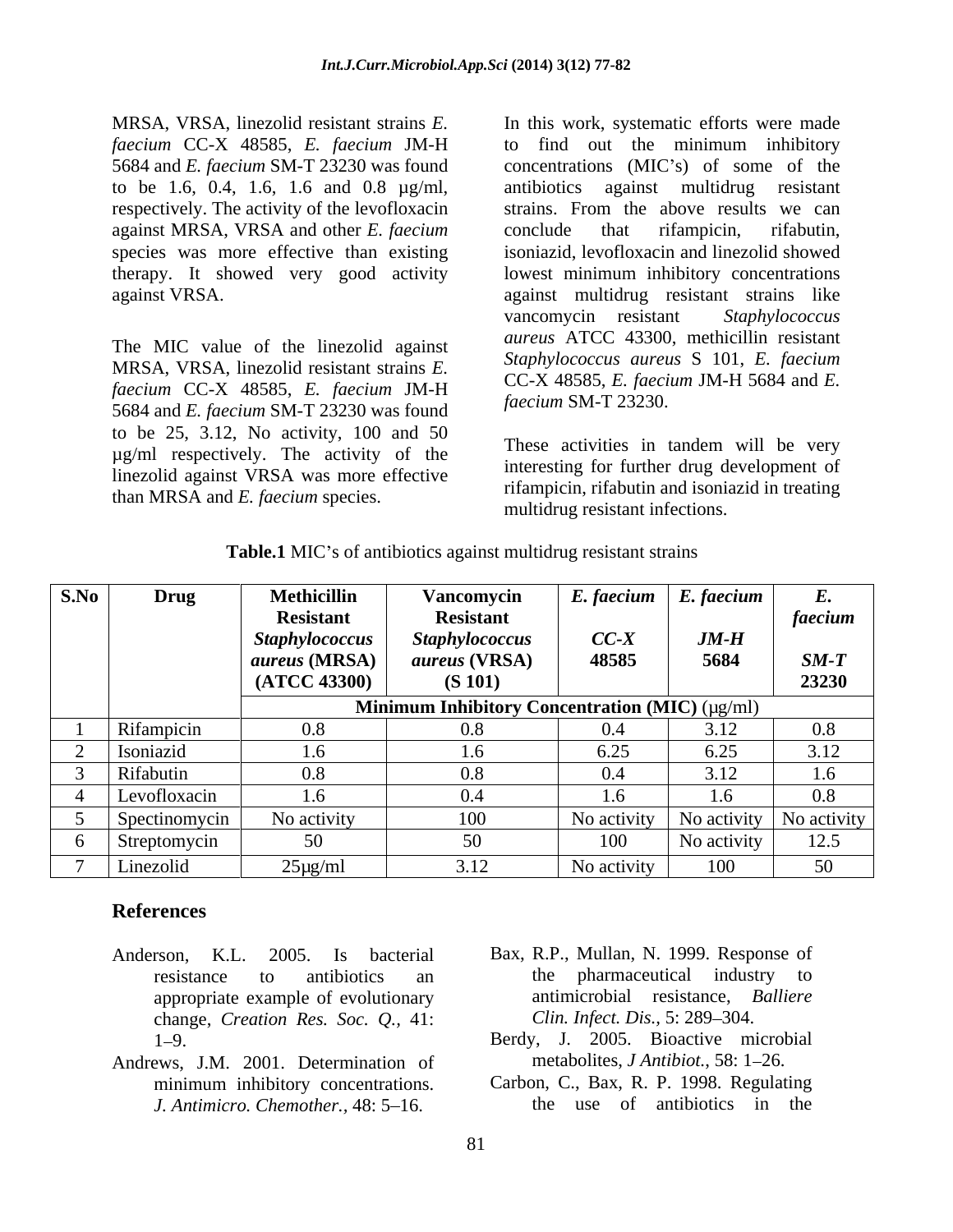MRSA, VRSA, linezolid resistant strains *E. faecium* CC-X 48585, *E. faecium* JM-H 5684 and *E. faecium* SM-T 23230 was found to be 1.6, 0.4, 1.6, 1.6 and 0.8 µg/ml, respectively. The activity of the levofloxacin against MRSA, VRSA and other *E. faecium* species was more effective than existing therapy. It showed very good activity against VRSA.

The MIC value of the linezolid against MRSA, VRSA, linezolid resistant strains *E. faecium* CC-X 48585, *E. faecium* JM-H 5684 and *E. faecium* SM-T 23230 was found to be 25, 3.12, No activity, 100 and 50 µg/ml respectively. The activity of the linezolid against VRSA was more effective than MRSA and *E. faecium* species.

In this work, systematic efforts were made to find out the minimum inhibitory concentrations (MIC's) of some of the antibiotics against multidrug resistant strains. From the above results we can conclude that rifampicin, rifabutin, isoniazid, levofloxacin and linezolid showed lowest minimum inhibitory concentrations against multidrug resistant strains like vancomycin resistant *Staphylococcus aureus* ATCC 43300, methicillin resistant *Staphylococcus aureus* S 101, *E. faecium* CC-X 48585, *E. faecium* JM-H 5684 and *E. faecium* SM-T 23230.

These activities in tandem will be very interesting for further drug development of rifampicin, rifabutin and isoniazid in treating multidrug resistant infections.

**Table.1** MIC's of antibiotics against multidrug resistant strains

| S.No | Drug | **Methicillin Resistant *Staphylococcus aureus* (MRSA) (ATCC 43300)** | **Vancomycin Resistant *Staphylococcus aureus* (VRSA) (S 101)** | ***E. faecium* *CC-X* 48585** | ***E. faecium* *JM-H* 5684** | ***E. faecium* *SM-T* 23230** |
|---|---|---|---|---|---|---|
| | | **Minimum Inhibitory Concentration (MIC)** (µg/ml) | | | | |
| 1 | Rifampicin | 0.8 | 0.8 | 0.4 | 3.12 | 0.8 |
| 2 | Isoniazid | 1.6 | 1.6 | 6.25 | 6.25 | 3.12 |
| 3 | Rifabutin | 0.8 | 0.8 | 0.4 | 3.12 | 1.6 |
| 4 | Levofloxacin | 1.6 | 0.4 | 1.6 | 1.6 | 0.8 |
| 5 | Spectinomycin | No activity | 100 | No activity | No activity | No activity |
| 6 | Streptomycin | 50 | 50 | 100 | No activity | 12.5 |
| 7 | Linezolid | 25µg/ml | 3.12 | No activity | 100 | 50 |

## References

Anderson, K.L. 2005. Is bacterial resistance to antibiotics an appropriate example of evolutionary change, *Creation Res. Soc. Q.,* 41: 1–9.

Andrews, J.M. 2001. Determination of minimum inhibitory concentrations. *J. Antimicro. Chemother.,* 48: 5–16.

Bax, R.P., Mullan, N. 1999. Response of the pharmaceutical industry to antimicrobial resistance, *Balliere Clin. Infect. Dis.,* 5: 289–304.

Berdy, J. 2005. Bioactive microbial metabolites, *J Antibiot.,* 58: 1–26.

Carbon, C., Bax, R. P. 1998. Regulating the use of antibiotics in the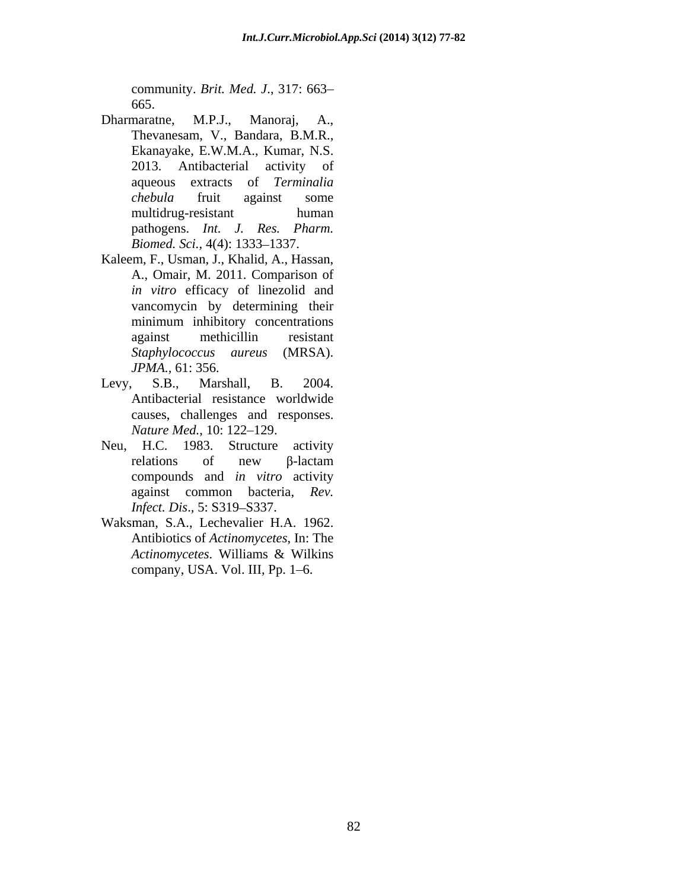community. *Brit. Med. J*., 317: 663–665.

Dharmaratne, M.P.J., Manoraj, A., Thevanesam, V., Bandara, B.M.R., Ekanayake, E.W.M.A., Kumar, N.S. 2013. Antibacterial activity of aqueous extracts of *Terminalia chebula* fruit against some multidrug-resistant human pathogens. *Int. J. Res. Pharm. Biomed. Sci.*, 4(4): 1333–1337.

Kaleem, F., Usman, J., Khalid, A., Hassan, A., Omair, M. 2011. Comparison of *in vitro* efficacy of linezolid and vancomycin by determining their minimum inhibitory concentrations against methicillin resistant *Staphylococcus aureus* (MRSA). *JPMA.*, 61: 356.

Levy, S.B., Marshall, B. 2004. Antibacterial resistance worldwide causes, challenges and responses. *Nature Med.*, 10: 122–129.

Neu, H.C. 1983. Structure activity relations of new β-lactam compounds and *in vitro* activity against common bacteria, *Rev. Infect. Dis*., 5: S319–S337.

Waksman, S.A., Lechevalier H.A. 1962. Antibiotics of *Actinomycetes*, In: The *Actinomycetes*. Williams & Wilkins company, USA. Vol. III, Pp. 1–6.